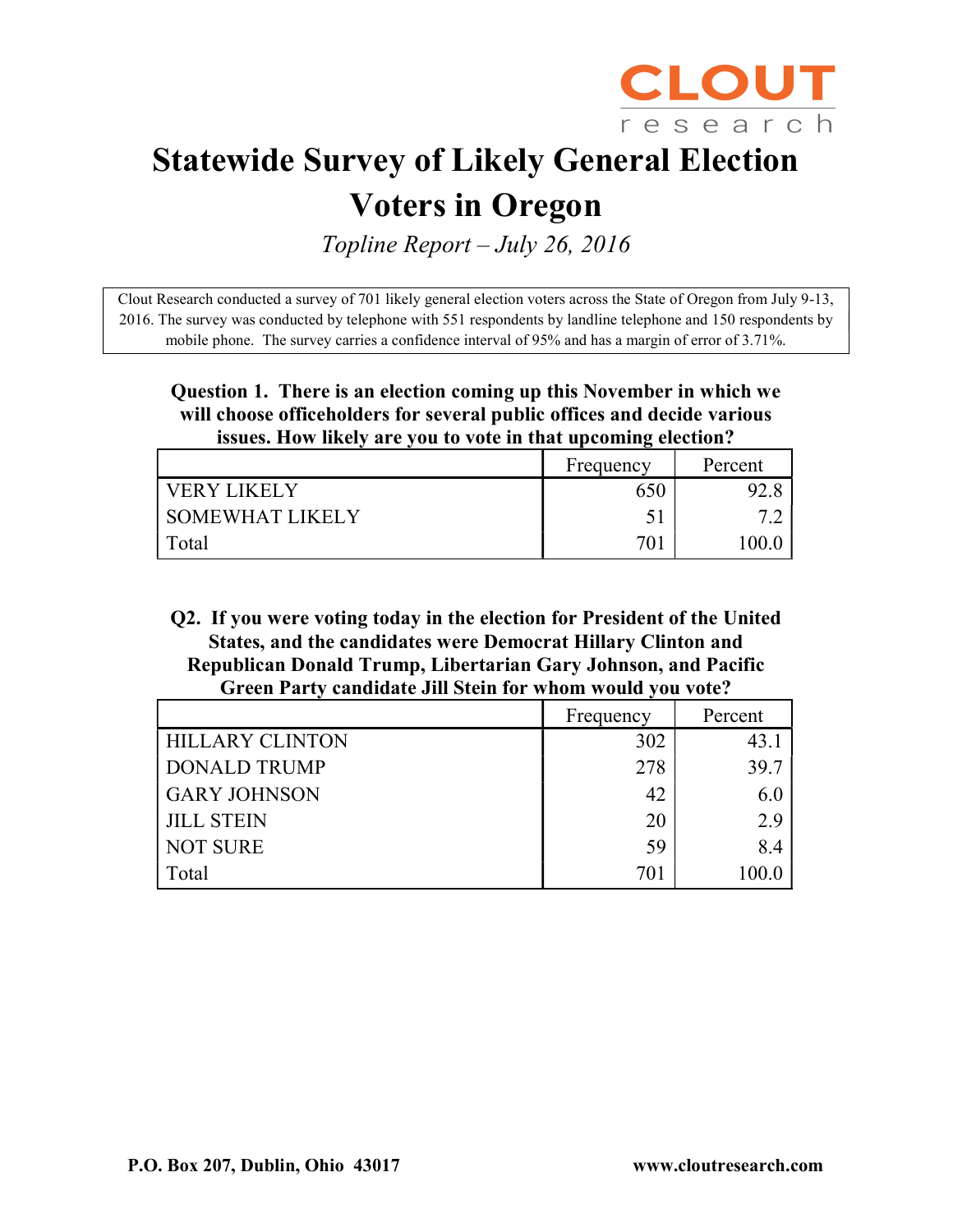CLOUT research

# Statewide Survey of Likely General Election Voters in Oregon

*Topline Report – July 26, 2016*

Clout Research conducted a survey of 701 likely general election voters across the State of Oregon from July 9-13, 2016. The survey was conducted by telephone with 551 respondents by landline telephone and 150 respondents by mobile phone. The survey carries a confidence interval of 95% and has a margin of error of 3.71%.

**Question 1. There is an election coming up this November in which we will choose officeholders for several public offices and decide various issues. How likely are you to vote in that upcoming election?**

| | Frequency | Percent |
|---|---|---|
| VERY LIKELY | 650 | 92.8 |
| SOMEWHAT LIKELY | 51 | 7.2 |
| Total | 701 | 100.0 |

**Q2. If you were voting today in the election for President of the United States, and the candidates were Democrat Hillary Clinton and Republican Donald Trump, Libertarian Gary Johnson, and Pacific Green Party candidate Jill Stein for whom would you vote?**

| | Frequency | Percent |
|---|---|---|
| HILLARY CLINTON | 302 | 43.1 |
| DONALD TRUMP | 278 | 39.7 |
| GARY JOHNSON | 42 | 6.0 |
| JILL STEIN | 20 | 2.9 |
| NOT SURE | 59 | 8.4 |
| Total | 701 | 100.0 |

**P.O. Box 207, Dublin, Ohio 43017** **www.cloutresearch.com**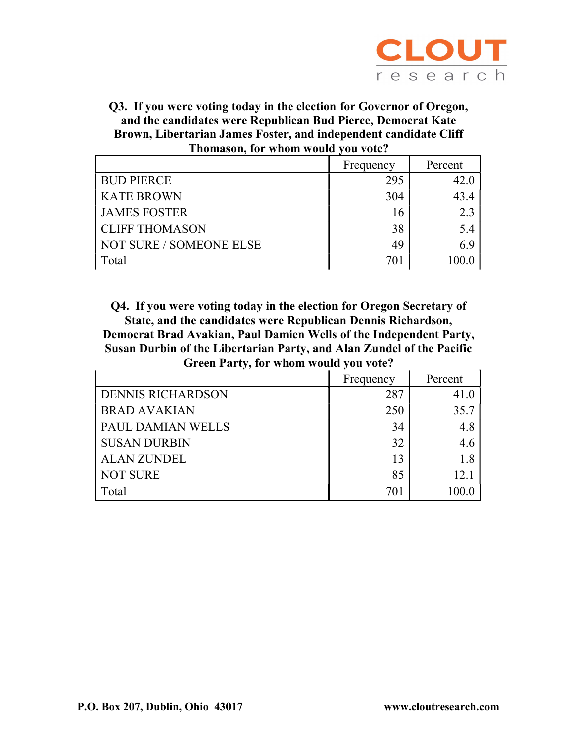**Q3. If you were voting today in the election for Governor of Oregon, and the candidates were Republican Bud Pierce, Democrat Kate Brown, Libertarian James Foster, and independent candidate Cliff Thomason, for whom would you vote?**

| | Frequency | Percent |
|---|---|---|
| BUD PIERCE | 295 | 42.0 |
| KATE BROWN | 304 | 43.4 |
| JAMES FOSTER | 16 | 2.3 |
| CLIFF THOMASON | 38 | 5.4 |
| NOT SURE / SOMEONE ELSE | 49 | 6.9 |
| Total | 701 | 100.0 |

**Q4. If you were voting today in the election for Oregon Secretary of State, and the candidates were Republican Dennis Richardson, Democrat Brad Avakian, Paul Damien Wells of the Independent Party, Susan Durbin of the Libertarian Party, and Alan Zundel of the Pacific Green Party, for whom would you vote?**

| | Frequency | Percent |
|---|---|---|
| DENNIS RICHARDSON | 287 | 41.0 |
| BRAD AVAKIAN | 250 | 35.7 |
| PAUL DAMIAN WELLS | 34 | 4.8 |
| SUSAN DURBIN | 32 | 4.6 |
| ALAN ZUNDEL | 13 | 1.8 |
| NOT SURE | 85 | 12.1 |
| Total | 701 | 100.0 |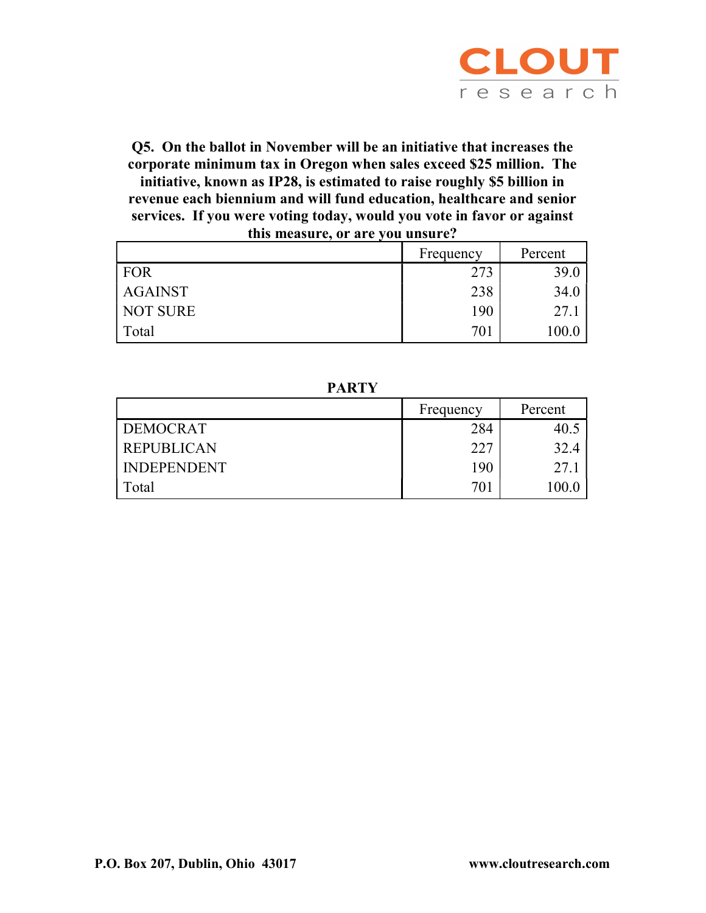**Q5. On the ballot in November will be an initiative that increases the corporate minimum tax in Oregon when sales exceed $25 million. The initiative, known as IP28, is estimated to raise roughly $5 billion in revenue each biennium and will fund education, healthcare and senior services. If you were voting today, would you vote in favor or against this measure, or are you unsure?**

| | Frequency | Percent |
|---|---|---|
| FOR | 273 | 39.0 |
| AGAINST | 238 | 34.0 |
| NOT SURE | 190 | 27.1 |
| Total | 701 | 100.0 |

**PARTY**

| | Frequency | Percent |
|---|---|---|
| DEMOCRAT | 284 | 40.5 |
| REPUBLICAN | 227 | 32.4 |
| INDEPENDENT | 190 | 27.1 |
| Total | 701 | 100.0 |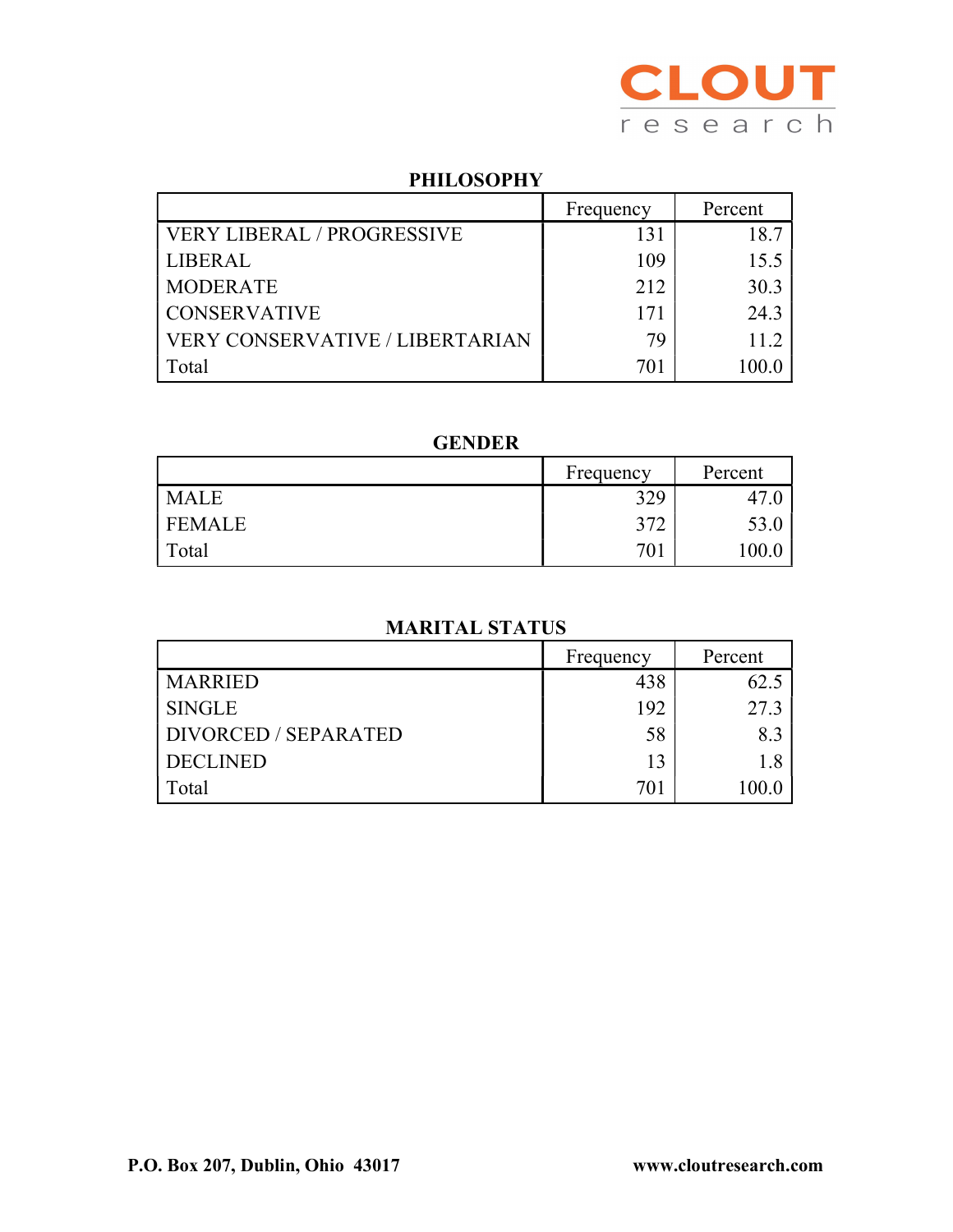### PHILOSOPHY

| | Frequency | Percent |
|---|---|---|
| VERY LIBERAL / PROGRESSIVE | 131 | 18.7 |
| LIBERAL | 109 | 15.5 |
| MODERATE | 212 | 30.3 |
| CONSERVATIVE | 171 | 24.3 |
| VERY CONSERVATIVE / LIBERTARIAN | 79 | 11.2 |
| Total | 701 | 100.0 |

### GENDER

| | Frequency | Percent |
|---|---|---|
| MALE | 329 | 47.0 |
| FEMALE | 372 | 53.0 |
| Total | 701 | 100.0 |

### MARITAL STATUS

| | Frequency | Percent |
|---|---|---|
| MARRIED | 438 | 62.5 |
| SINGLE | 192 | 27.3 |
| DIVORCED / SEPARATED | 58 | 8.3 |
| DECLINED | 13 | 1.8 |
| Total | 701 | 100.0 |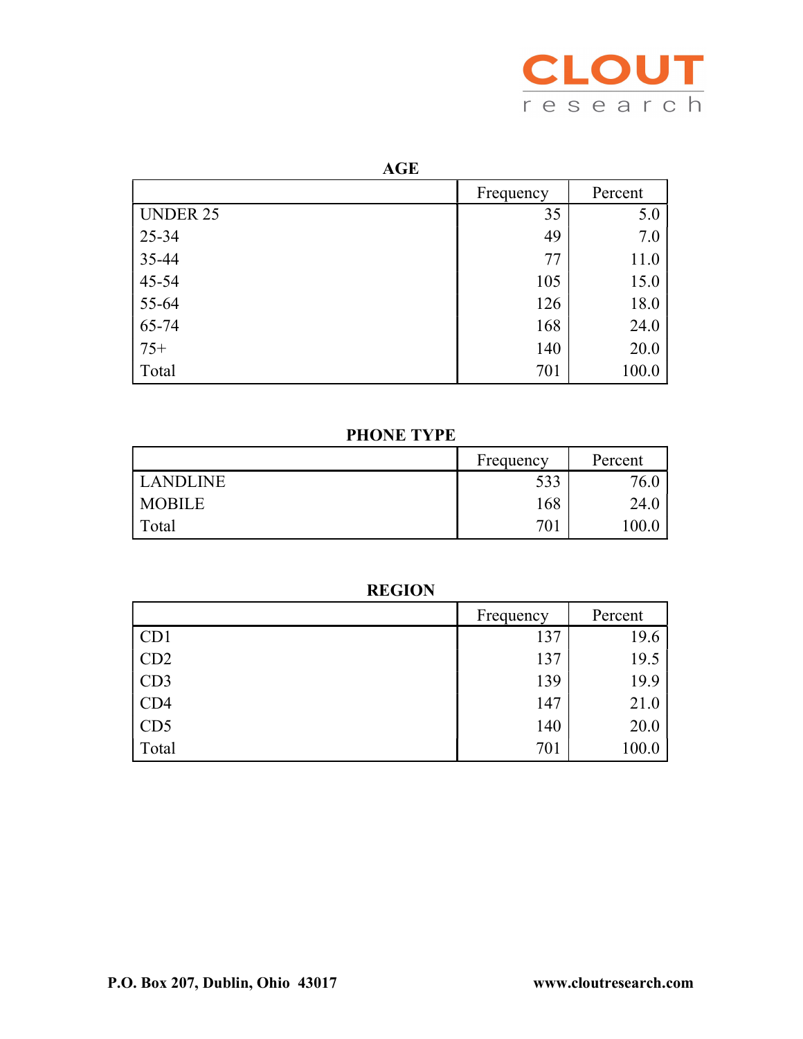**AGE**

| | Frequency | Percent |
|---|---|---|
| UNDER 25 | 35 | 5.0 |
| 25-34 | 49 | 7.0 |
| 35-44 | 77 | 11.0 |
| 45-54 | 105 | 15.0 |
| 55-64 | 126 | 18.0 |
| 65-74 | 168 | 24.0 |
| 75+ | 140 | 20.0 |
| Total | 701 | 100.0 |

**PHONE TYPE**

| | Frequency | Percent |
|---|---|---|
| LANDLINE | 533 | 76.0 |
| MOBILE | 168 | 24.0 |
| Total | 701 | 100.0 |

**REGION**

| | Frequency | Percent |
|---|---|---|
| CD1 | 137 | 19.6 |
| CD2 | 137 | 19.5 |
| CD3 | 139 | 19.9 |
| CD4 | 147 | 21.0 |
| CD5 | 140 | 20.0 |
| Total | 701 | 100.0 |